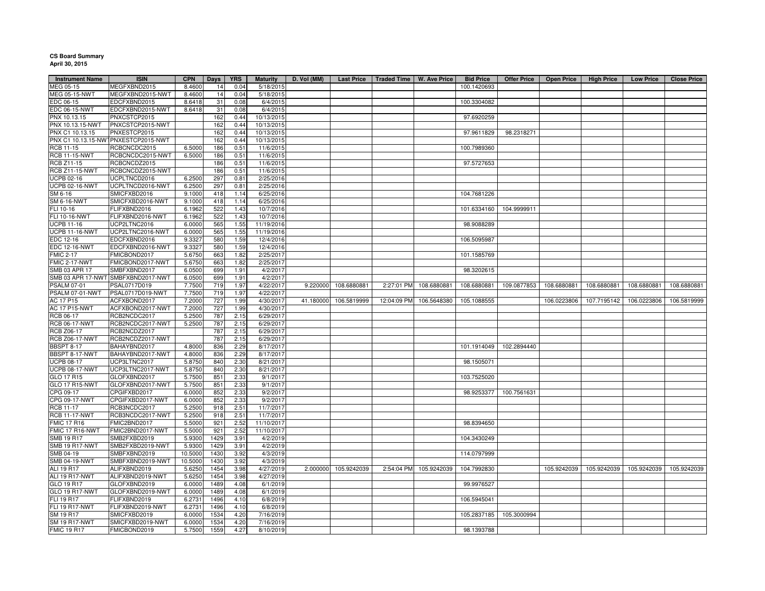**CS Board Summary**
**April 30, 2015**

| Instrument Name | ISIN | CPN | Days | YRS | Maturity | D. Vol (MM) | Last Price | Traded Time | W. Ave Price | Bid Price | Offer Price | Open Price | High Price | Low Price | Close Price |
|---|---|---|---|---|---|---|---|---|---|---|---|---|---|---|---|
| MEG 05-15 | MEGFXBND2015 | 8.4600 | 14 | 0.04 | 5/18/2015 | | | | | 100.1420693 | | | | | |
| MEG 05-15-NWT | MEGFXBND2015-NWT | 8.4600 | 14 | 0.04 | 5/18/2015 | | | | | | | | | | |
| EDC 06-15 | EDCFXBND2015 | 8.6418 | 31 | 0.08 | 6/4/2015 | | | | | 100.3304082 | | | | | |
| EDC 06-15-NWT | EDCFXBND2015-NWT | 8.6418 | 31 | 0.08 | 6/4/2015 | | | | | | | | | | |
| PNX 10.13.15 | PNXCSTCP2015 | | 162 | 0.44 | 10/13/2015 | | | | | 97.6920259 | | | | | |
| PNX 10.13.15-NWT | PNXCSTCP2015-NWT | | 162 | 0.44 | 10/13/2015 | | | | | | | | | | |
| PNX C1 10.13.15 | PNXESTCP2015 | | 162 | 0.44 | 10/13/2015 | | | | | 97.9611829 | 98.2318271 | | | | |
| PNX C1 10.13.15-NWT | PNXESTCP2015-NWT | | 162 | 0.44 | 10/13/2015 | | | | | | | | | | |
| RCB 11-15 | RCBCNCDC2015 | 6.5000 | 186 | 0.51 | 11/6/2015 | | | | | 100.7989360 | | | | | |
| RCB 11-15-NWT | RCBCNCDC2015-NWT | 6.5000 | 186 | 0.51 | 11/6/2015 | | | | | | | | | | |
| RCB Z11-15 | RCBCNCDZ2015 | | 186 | 0.51 | 11/6/2015 | | | | | 97.5727653 | | | | | |
| RCB Z11-15-NWT | RCBCNCDZ2015-NWT | | 186 | 0.51 | 11/6/2015 | | | | | | | | | | |
| UCPB 02-16 | UCPLTNCD2016 | 6.2500 | 297 | 0.81 | 2/25/2016 | | | | | | | | | | |
| UCPB 02-16-NWT | UCPLTNCD2016-NWT | 6.2500 | 297 | 0.81 | 2/25/2016 | | | | | | | | | | |
| SM 6-16 | SMICFXBD2016 | 9.1000 | 418 | 1.14 | 6/25/2016 | | | | | 104.7681226 | | | | | |
| SM 6-16-NWT | SMICFXBD2016-NWT | 9.1000 | 418 | 1.14 | 6/25/2016 | | | | | | | | | | |
| FLI 10-16 | FLIFXBND2016 | 6.1962 | 522 | 1.43 | 10/7/2016 | | | | | 101.6334160 | 104.9999911 | | | | |
| FLI 10-16-NWT | FLIFXBND2016-NWT | 6.1962 | 522 | 1.43 | 10/7/2016 | | | | | | | | | | |
| UCPB 11-16 | UCP2LTNC2016 | 6.0000 | 565 | 1.55 | 11/19/2016 | | | | | 98.9088289 | | | | | |
| UCPB 11-16-NWT | UCP2LTNC2016-NWT | 6.0000 | 565 | 1.55 | 11/19/2016 | | | | | | | | | | |
| EDC 12-16 | EDCFXBND2016 | 9.3327 | 580 | 1.59 | 12/4/2016 | | | | | 106.5095987 | | | | | |
| EDC 12-16-NWT | EDCFXBND2016-NWT | 9.3327 | 580 | 1.59 | 12/4/2016 | | | | | | | | | | |
| FMIC 2-17 | FMICBOND2017 | 5.6750 | 663 | 1.82 | 2/25/2017 | | | | | 101.1585769 | | | | | |
| FMIC 2-17-NWT | FMICBOND2017-NWT | 5.6750 | 663 | 1.82 | 2/25/2017 | | | | | | | | | | |
| SMB 03 APR 17 | SMBFXBND2017 | 6.0500 | 699 | 1.91 | 4/2/2017 | | | | | 98.3202615 | | | | | |
| SMB 03 APR 17-NWT | SMBFXBND2017-NWT | 6.0500 | 699 | 1.91 | 4/2/2017 | | | | | | | | | | |
| PSALM 07-01 | PSAL0717D019 | 7.7500 | 719 | 1.97 | 4/22/2017 | 9.220000 | 108.6880881 | 2:27:01 PM | 108.6880881 | 108.6880881 | 109.0877853 | 108.6880881 | 108.6880881 | 108.6880881 | 108.6880881 |
| PSALM 07-01-NWT | PSAL0717D019-NWT | 7.7500 | 719 | 1.97 | 4/22/2017 | | | | | | | | | | |
| AC 17 P15 | ACFXBOND2017 | 7.2000 | 727 | 1.99 | 4/30/2017 | 41.180000 | 106.5819999 | 12:04:09 PM | 106.5648380 | 105.1088555 | | 106.0223806 | 107.7195142 | 106.0223806 | 106.5819999 |
| AC 17 P15-NWT | ACFXBOND2017-NWT | 7.2000 | 727 | 1.99 | 4/30/2017 | | | | | | | | | | |
| RCB 06-17 | RCB2NCDC2017 | 5.2500 | 787 | 2.15 | 6/29/2017 | | | | | | | | | | |
| RCB 06-17-NWT | RCB2NCDC2017-NWT | 5.2500 | 787 | 2.15 | 6/29/2017 | | | | | | | | | | |
| RCB Z06-17 | RCB2NCDZ2017 | | 787 | 2.15 | 6/29/2017 | | | | | | | | | | |
| RCB Z06-17-NWT | RCB2NCDZ2017-NWT | | 787 | 2.15 | 6/29/2017 | | | | | | | | | | |
| BBSPT 8-17 | BAHAYBND2017 | 4.8000 | 836 | 2.29 | 8/17/2017 | | | | | 101.1914049 | 102.2894440 | | | | |
| BBSPT 8-17-NWT | BAHAYBND2017-NWT | 4.8000 | 836 | 2.29 | 8/17/2017 | | | | | | | | | | |
| UCPB 08-17 | UCP3LTNC2017 | 5.8750 | 840 | 2.30 | 8/21/2017 | | | | | 98.1505071 | | | | | |
| UCPB 08-17-NWT | UCP3LTNC2017-NWT | 5.8750 | 840 | 2.30 | 8/21/2017 | | | | | | | | | | |
| GLO 17 R15 | GLOFXBND2017 | 5.7500 | 851 | 2.33 | 9/1/2017 | | | | | 103.7525020 | | | | | |
| GLO 17 R15-NWT | GLOFXBND2017-NWT | 5.7500 | 851 | 2.33 | 9/1/2017 | | | | | | | | | | |
| CPG 09-17 | CPGIFXBD2017 | 6.0000 | 852 | 2.33 | 9/2/2017 | | | | | 98.9253377 | 100.7561631 | | | | |
| CPG 09-17-NWT | CPGIFXBD2017-NWT | 6.0000 | 852 | 2.33 | 9/2/2017 | | | | | | | | | | |
| RCB 11-17 | RCB3NCDC2017 | 5.2500 | 918 | 2.51 | 11/7/2017 | | | | | | | | | | |
| RCB 11-17-NWT | RCB3NCDC2017-NWT | 5.2500 | 918 | 2.51 | 11/7/2017 | | | | | | | | | | |
| FMIC 17 R16 | FMIC2BND2017 | 5.5000 | 921 | 2.52 | 11/10/2017 | | | | | 98.8394650 | | | | | |
| FMIC 17 R16-NWT | FMIC2BND2017-NWT | 5.5000 | 921 | 2.52 | 11/10/2017 | | | | | | | | | | |
| SMB 19 R17 | SMB2FXBD2019 | 5.9300 | 1429 | 3.91 | 4/2/2019 | | | | | 104.3430249 | | | | | |
| SMB 19 R17-NWT | SMB2FXBD2019-NWT | 5.9300 | 1429 | 3.91 | 4/2/2019 | | | | | | | | | | |
| SMB 04-19 | SMBFXBND2019 | 10.5000 | 1430 | 3.92 | 4/3/2019 | | | | | 114.0797999 | | | | | |
| SMB 04-19-NWT | SMBFXBND2019-NWT | 10.5000 | 1430 | 3.92 | 4/3/2019 | | | | | | | | | | |
| ALI 19 R17 | ALIFXBND2019 | 5.6250 | 1454 | 3.98 | 4/27/2019 | 2.000000 | 105.9242039 | 2:54:04 PM | 105.9242039 | 104.7992830 | | 105.9242039 | 105.9242039 | 105.9242039 | 105.9242039 |
| ALI 19 R17-NWT | ALIFXBND2019-NWT | 5.6250 | 1454 | 3.98 | 4/27/2019 | | | | | | | | | | |
| GLO 19 R17 | GLOFXBND2019 | 6.0000 | 1489 | 4.08 | 6/1/2019 | | | | | 99.9976527 | | | | | |
| GLO 19 R17-NWT | GLOFXBND2019-NWT | 6.0000 | 1489 | 4.08 | 6/1/2019 | | | | | | | | | | |
| FLI 19 R17 | FLIFXBND2019 | 6.2731 | 1496 | 4.10 | 6/8/2019 | | | | | 106.5945041 | | | | | |
| FLI 19 R17-NWT | FLIFXBND2019-NWT | 6.2731 | 1496 | 4.10 | 6/8/2019 | | | | | | | | | | |
| SM 19 R17 | SMICFXBD2019 | 6.0000 | 1534 | 4.20 | 7/16/2019 | | | | | 105.2837185 | 105.3000994 | | | | |
| SM 19 R17-NWT | SMICFXBD2019-NWT | 6.0000 | 1534 | 4.20 | 7/16/2019 | | | | | | | | | | |
| FMIC 19 R17 | FMICBOND2019 | 5.7500 | 1559 | 4.27 | 8/10/2019 | | | | | 98.1393788 | | | | | |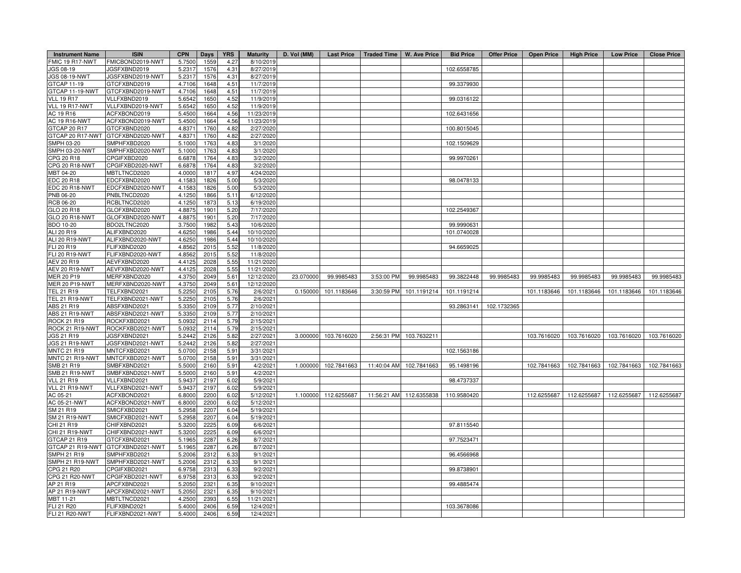| Instrument Name | ISIN | CPN | Days | YRS | Maturity | D. Vol (MM) | Last Price | Traded Time | W. Ave Price | Bid Price | Offer Price | Open Price | High Price | Low Price | Close Price |
|---|---|---|---|---|---|---|---|---|---|---|---|---|---|---|---|
| FMIC 19 R17-NWT | FMICBOND2019-NWT | 5.7500 | 1559 | 4.27 | 8/10/2019 | | | | | | | | | | |
| JGS 08-19 | JGSFXBND2019 | 5.2317 | 1576 | 4.31 | 8/27/2019 | | | | | 102.6558785 | | | | | |
| JGS 08-19-NWT | JGSFXBND2019-NWT | 5.2317 | 1576 | 4.31 | 8/27/2019 | | | | | | | | | | |
| GTCAP 11-19 | GTCFXBND2019 | 4.7106 | 1648 | 4.51 | 11/7/2019 | | | | | 99.3379930 | | | | | |
| GTCAP 11-19-NWT | GTCFXBND2019-NWT | 4.7106 | 1648 | 4.51 | 11/7/2019 | | | | | | | | | | |
| VLL 19 R17 | VLLFXBND2019 | 5.6542 | 1650 | 4.52 | 11/9/2019 | | | | | 99.0316122 | | | | | |
| VLL 19 R17-NWT | VLLFXBND2019-NWT | 5.6542 | 1650 | 4.52 | 11/9/2019 | | | | | | | | | | |
| AC 19 R16 | ACFXBOND2019 | 5.4500 | 1664 | 4.56 | 11/23/2019 | | | | | 102.6431656 | | | | | |
| AC 19 R16-NWT | ACFXBOND2019-NWT | 5.4500 | 1664 | 4.56 | 11/23/2019 | | | | | | | | | | |
| GTCAP 20 R17 | GTCFXBND2020 | 4.8371 | 1760 | 4.82 | 2/27/2020 | | | | | 100.8015045 | | | | | |
| GTCAP 20 R17-NWT | GTCFXBND2020-NWT | 4.8371 | 1760 | 4.82 | 2/27/2020 | | | | | | | | | | |
| SMPH 03-20 | SMPHFXBD2020 | 5.1000 | 1763 | 4.83 | 3/1/2020 | | | | | 102.1509629 | | | | | |
| SMPH 03-20-NWT | SMPHFXBD2020-NWT | 5.1000 | 1763 | 4.83 | 3/1/2020 | | | | | | | | | | |
| CPG 20 R18 | CPGIFXBD2020 | 6.6878 | 1764 | 4.83 | 3/2/2020 | | | | | 99.9970261 | | | | | |
| CPG 20 R18-NWT | CPGIFXBD2020-NWT | 6.6878 | 1764 | 4.83 | 3/2/2020 | | | | | | | | | | |
| MBT 04-20 | MBTLTNCD2020 | 4.0000 | 1817 | 4.97 | 4/24/2020 | | | | | | | | | | |
| EDC 20 R18 | EDCFXBND2020 | 4.1583 | 1826 | 5.00 | 5/3/2020 | | | | | 98.0478133 | | | | | |
| EDC 20 R18-NWT | EDCFXBND2020-NWT | 4.1583 | 1826 | 5.00 | 5/3/2020 | | | | | | | | | | |
| PNB 06-20 | PNBLTNCD2020 | 4.1250 | 1866 | 5.11 | 6/12/2020 | | | | | | | | | | |
| RCB 06-20 | RCBLTNCD2020 | 4.1250 | 1873 | 5.13 | 6/19/2020 | | | | | | | | | | |
| GLO 20 R18 | GLOFXBND2020 | 4.8875 | 1901 | 5.20 | 7/17/2020 | | | | | 102.2549367 | | | | | |
| GLO 20 R18-NWT | GLOFXBND2020-NWT | 4.8875 | 1901 | 5.20 | 7/17/2020 | | | | | | | | | | |
| BDO 10-20 | BDO2LTNC2020 | 3.7500 | 1982 | 5.43 | 10/6/2020 | | | | | 99.9990631 | | | | | |
| ALI 20 R19 | ALIFXBND2020 | 4.6250 | 1986 | 5.44 | 10/10/2020 | | | | | 101.0740028 | | | | | |
| ALI 20 R19-NWT | ALIFXBND2020-NWT | 4.6250 | 1986 | 5.44 | 10/10/2020 | | | | | | | | | | |
| FLI 20 R19 | FLIFXBND2020 | 4.8562 | 2015 | 5.52 | 11/8/2020 | | | | | 94.6659025 | | | | | |
| FLI 20 R19-NWT | FLIFXBND2020-NWT | 4.8562 | 2015 | 5.52 | 11/8/2020 | | | | | | | | | | |
| AEV 20 R19 | AEVFXBND2020 | 4.4125 | 2028 | 5.55 | 11/21/2020 | | | | | | | | | | |
| AEV 20 R19-NWT | AEVFXBND2020-NWT | 4.4125 | 2028 | 5.55 | 11/21/2020 | | | | | | | | | | |
| MER 20 P19 | MERFXBND2020 | 4.3750 | 2049 | 5.61 | 12/12/2020 | 23.070000 | 99.9985483 | 3:53:00 PM | 99.9985483 | 99.3822448 | 99.9985483 | 99.9985483 | 99.9985483 | 99.9985483 | 99.9985483 |
| MER 20 P19-NWT | MERFXBND2020-NWT | 4.3750 | 2049 | 5.61 | 12/12/2020 | | | | | | | | | | |
| TEL 21 R19 | TELFXBND2021 | 5.2250 | 2105 | 5.76 | 2/6/2021 | 0.150000 | 101.1183646 | 3:30:59 PM | 101.1191214 | 101.1191214 | | 101.1183646 | 101.1183646 | 101.1183646 | 101.1183646 |
| TEL 21 R19-NWT | TELFXBND2021-NWT | 5.2250 | 2105 | 5.76 | 2/6/2021 | | | | | | | | | | |
| ABS 21 R19 | ABSFXBND2021 | 5.3350 | 2109 | 5.77 | 2/10/2021 | | | | | 93.2863141 | 102.1732365 | | | | |
| ABS 21 R19-NWT | ABSFXBND2021-NWT | 5.3350 | 2109 | 5.77 | 2/10/2021 | | | | | | | | | | |
| ROCK 21 R19 | ROCKFXBD2021 | 5.0932 | 2114 | 5.79 | 2/15/2021 | | | | | | | | | | |
| ROCK 21 R19-NWT | ROCKFXBD2021-NWT | 5.0932 | 2114 | 5.79 | 2/15/2021 | | | | | | | | | | |
| JGS 21 R19 | JGSFXBND2021 | 5.2442 | 2126 | 5.82 | 2/27/2021 | 3.000000 | 103.7616020 | 2:56:31 PM | 103.7632211 | | | 103.7616020 | 103.7616020 | 103.7616020 | 103.7616020 |
| JGS 21 R19-NWT | JGSFXBND2021-NWT | 5.2442 | 2126 | 5.82 | 2/27/2021 | | | | | | | | | | |
| MNTC 21 R19 | MNTCFXBD2021 | 5.0700 | 2158 | 5.91 | 3/31/2021 | | | | | 102.1563186 | | | | | |
| MNTC 21 R19-NWT | MNTCFXBD2021-NWT | 5.0700 | 2158 | 5.91 | 3/31/2021 | | | | | | | | | | |
| SMB 21 R19 | SMBFXBND2021 | 5.5000 | 2160 | 5.91 | 4/2/2021 | 1.000000 | 102.7841663 | 11:40:04 AM | 102.7841663 | 95.1498196 | | 102.7841663 | 102.7841663 | 102.7841663 | 102.7841663 |
| SMB 21 R19-NWT | SMBFXBND2021-NWT | 5.5000 | 2160 | 5.91 | 4/2/2021 | | | | | | | | | | |
| VLL 21 R19 | VLLFXBND2021 | 5.9437 | 2197 | 6.02 | 5/9/2021 | | | | | 98.4737337 | | | | | |
| VLL 21 R19-NWT | VLLFXBND2021-NWT | 5.9437 | 2197 | 6.02 | 5/9/2021 | | | | | | | | | | |
| AC 05-21 | ACFXBOND2021 | 6.8000 | 2200 | 6.02 | 5/12/2021 | 1.100000 | 112.6255687 | 11:56:21 AM | 112.6355838 | 110.9580420 | | 112.6255687 | 112.6255687 | 112.6255687 | 112.6255687 |
| AC 05-21-NWT | ACFXBOND2021-NWT | 6.8000 | 2200 | 6.02 | 5/12/2021 | | | | | | | | | | |
| SM 21 R19 | SMICFXBD2021 | 5.2958 | 2207 | 6.04 | 5/19/2021 | | | | | | | | | | |
| SM 21 R19-NWT | SMICFXBD2021-NWT | 5.2958 | 2207 | 6.04 | 5/19/2021 | | | | | | | | | | |
| CHI 21 R19 | CHIFXBND2021 | 5.3200 | 2225 | 6.09 | 6/6/2021 | | | | | 97.8115540 | | | | | |
| CHI 21 R19-NWT | CHIFXBND2021-NWT | 5.3200 | 2225 | 6.09 | 6/6/2021 | | | | | | | | | | |
| GTCAP 21 R19 | GTCFXBND2021 | 5.1965 | 2287 | 6.26 | 8/7/2021 | | | | | 97.7523471 | | | | | |
| GTCAP 21 R19-NWT | GTCFXBND2021-NWT | 5.1965 | 2287 | 6.26 | 8/7/2021 | | | | | | | | | | |
| SMPH 21 R19 | SMPHFXBD2021 | 5.2006 | 2312 | 6.33 | 9/1/2021 | | | | | 96.4566968 | | | | | |
| SMPH 21 R19-NWT | SMPHFXBD2021-NWT | 5.2006 | 2312 | 6.33 | 9/1/2021 | | | | | | | | | | |
| CPG 21 R20 | CPGIFXBD2021 | 6.9758 | 2313 | 6.33 | 9/2/2021 | | | | | 99.8738901 | | | | | |
| CPG 21 R20-NWT | CPGIFXBD2021-NWT | 6.9758 | 2313 | 6.33 | 9/2/2021 | | | | | | | | | | |
| AP 21 R19 | APCFXBND2021 | 5.2050 | 2321 | 6.35 | 9/10/2021 | | | | | 99.4885474 | | | | | |
| AP 21 R19-NWT | APCFXBND2021-NWT | 5.2050 | 2321 | 6.35 | 9/10/2021 | | | | | | | | | | |
| MBT 11-21 | MBTLTNCD2021 | 4.2500 | 2393 | 6.55 | 11/21/2021 | | | | | | | | | | |
| FLI 21 R20 | FLIFXBND2021 | 5.4000 | 2406 | 6.59 | 12/4/2021 | | | | | 103.3678086 | | | | | |
| FLI 21 R20-NWT | FLIFXBND2021-NWT | 5.4000 | 2406 | 6.59 | 12/4/2021 | | | | | | | | | | |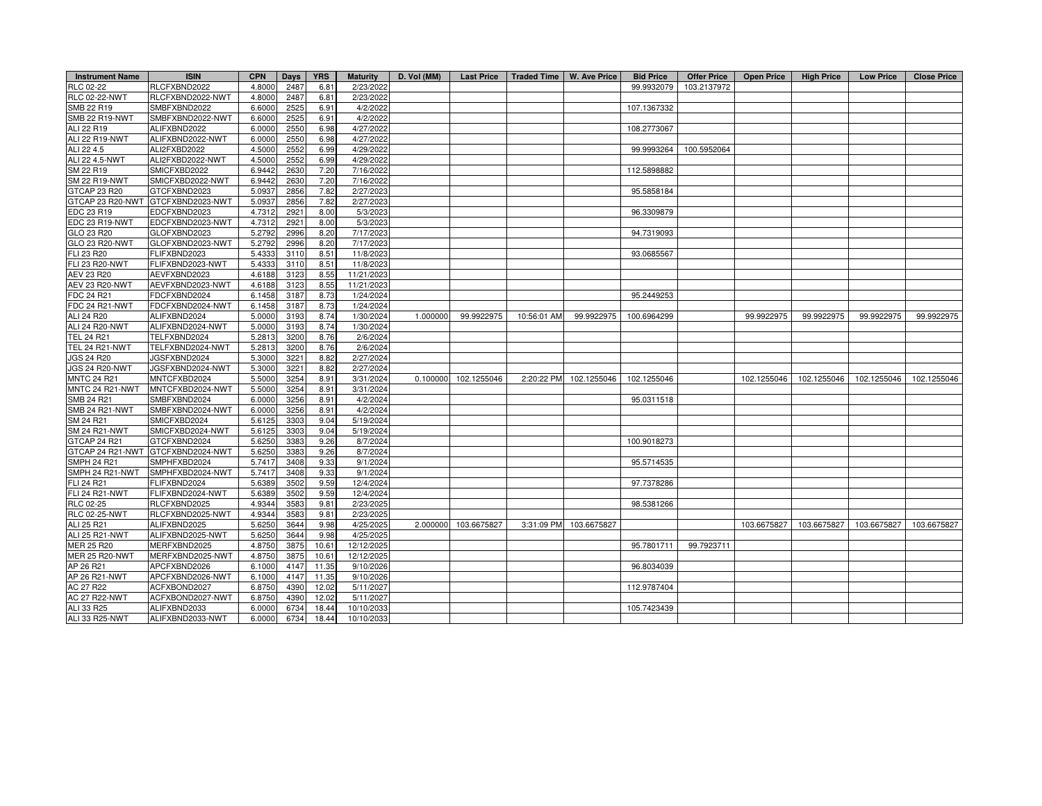| Instrument Name | ISIN | CPN | Days | YRS | Maturity | D. Vol (MM) | Last Price | Traded Time | W. Ave Price | Bid Price | Offer Price | Open Price | High Price | Low Price | Close Price |
|---|---|---|---|---|---|---|---|---|---|---|---|---|---|---|---|
| RLC 02-22 | RLCFXBND2022 | 4.8000 | 2487 | 6.81 | 2/23/2022 | | | | | 99.9932079 | 103.2137972 | | | | |
| RLC 02-22-NWT | RLCFXBND2022-NWT | 4.8000 | 2487 | 6.81 | 2/23/2022 | | | | | | | | | | |
| SMB 22 R19 | SMBFXBND2022 | 6.6000 | 2525 | 6.91 | 4/2/2022 | | | | | 107.1367332 | | | | | |
| SMB 22 R19-NWT | SMBFXBND2022-NWT | 6.6000 | 2525 | 6.91 | 4/2/2022 | | | | | | | | | | |
| ALI 22 R19 | ALIFXBND2022 | 6.0000 | 2550 | 6.98 | 4/27/2022 | | | | | 108.2773067 | | | | | |
| ALI 22 R19-NWT | ALIFXBND2022-NWT | 6.0000 | 2550 | 6.98 | 4/27/2022 | | | | | | | | | | |
| ALI 22 4.5 | ALI2FXBD2022 | 4.5000 | 2552 | 6.99 | 4/29/2022 | | | | | 99.9993264 | 100.5952064 | | | | |
| ALI 22 4.5-NWT | ALI2FXBD2022-NWT | 4.5000 | 2552 | 6.99 | 4/29/2022 | | | | | | | | | | |
| SM 22 R19 | SMICFXBD2022 | 6.9442 | 2630 | 7.20 | 7/16/2022 | | | | | 112.5898882 | | | | | |
| SM 22 R19-NWT | SMICFXBD2022-NWT | 6.9442 | 2630 | 7.20 | 7/16/2022 | | | | | | | | | | |
| GTCAP 23 R20 | GTCFXBND2023 | 5.0937 | 2856 | 7.82 | 2/27/2023 | | | | | 95.5858184 | | | | | |
| GTCAP 23 R20-NWT | GTCFXBND2023-NWT | 5.0937 | 2856 | 7.82 | 2/27/2023 | | | | | | | | | | |
| EDC 23 R19 | EDCFXBND2023 | 4.7312 | 2921 | 8.00 | 5/3/2023 | | | | | 96.3309879 | | | | | |
| EDC 23 R19-NWT | EDCFXBND2023-NWT | 4.7312 | 2921 | 8.00 | 5/3/2023 | | | | | | | | | | |
| GLO 23 R20 | GLOFXBND2023 | 5.2792 | 2996 | 8.20 | 7/17/2023 | | | | | 94.7319093 | | | | | |
| GLO 23 R20-NWT | GLOFXBND2023-NWT | 5.2792 | 2996 | 8.20 | 7/17/2023 | | | | | | | | | | |
| FLI 23 R20 | FLIFXBND2023 | 5.4333 | 3110 | 8.51 | 11/8/2023 | | | | | 93.0685567 | | | | | |
| FLI 23 R20-NWT | FLIFXBND2023-NWT | 5.4333 | 3110 | 8.51 | 11/8/2023 | | | | | | | | | | |
| AEV 23 R20 | AEVFXBND2023 | 4.6188 | 3123 | 8.55 | 11/21/2023 | | | | | | | | | | |
| AEV 23 R20-NWT | AEVFXBND2023-NWT | 4.6188 | 3123 | 8.55 | 11/21/2023 | | | | | | | | | | |
| FDC 24 R21 | FDCFXBND2024 | 6.1458 | 3187 | 8.73 | 1/24/2024 | | | | | 95.2449253 | | | | | |
| FDC 24 R21-NWT | FDCFXBND2024-NWT | 6.1458 | 3187 | 8.73 | 1/24/2024 | | | | | | | | | | |
| ALI 24 R20 | ALIFXBND2024 | 5.0000 | 3193 | 8.74 | 1/30/2024 | 1.000000 | 99.9922975 | 10:56:01 AM | 99.9922975 | 100.6964299 | | 99.9922975 | 99.9922975 | 99.9922975 | 99.9922975 |
| ALI 24 R20-NWT | ALIFXBND2024-NWT | 5.0000 | 3193 | 8.74 | 1/30/2024 | | | | | | | | | | |
| TEL 24 R21 | TELFXBND2024 | 5.2813 | 3200 | 8.76 | 2/6/2024 | | | | | | | | | | |
| TEL 24 R21-NWT | TELFXBND2024-NWT | 5.2813 | 3200 | 8.76 | 2/6/2024 | | | | | | | | | | |
| JGS 24 R20 | JGSFXBND2024 | 5.3000 | 3221 | 8.82 | 2/27/2024 | | | | | | | | | | |
| JGS 24 R20-NWT | JGSFXBND2024-NWT | 5.3000 | 3221 | 8.82 | 2/27/2024 | | | | | | | | | | |
| MNTC 24 R21 | MNTCFXBD2024 | 5.5000 | 3254 | 8.91 | 3/31/2024 | 0.100000 | 102.1255046 | 2:20:22 PM | 102.1255046 | 102.1255046 | | 102.1255046 | 102.1255046 | 102.1255046 | 102.1255046 |
| MNTC 24 R21-NWT | MNTCFXBD2024-NWT | 5.5000 | 3254 | 8.91 | 3/31/2024 | | | | | | | | | | |
| SMB 24 R21 | SMBFXBND2024 | 6.0000 | 3256 | 8.91 | 4/2/2024 | | | | | 95.0311518 | | | | | |
| SMB 24 R21-NWT | SMBFXBND2024-NWT | 6.0000 | 3256 | 8.91 | 4/2/2024 | | | | | | | | | | |
| SM 24 R21 | SMICFXBD2024 | 5.6125 | 3303 | 9.04 | 5/19/2024 | | | | | | | | | | |
| SM 24 R21-NWT | SMICFXBD2024-NWT | 5.6125 | 3303 | 9.04 | 5/19/2024 | | | | | | | | | | |
| GTCAP 24 R21 | GTCFXBND2024 | 5.6250 | 3383 | 9.26 | 8/7/2024 | | | | | 100.9018273 | | | | | |
| GTCAP 24 R21-NWT | GTCFXBND2024-NWT | 5.6250 | 3383 | 9.26 | 8/7/2024 | | | | | | | | | | |
| SMPH 24 R21 | SMPHFXBD2024 | 5.7417 | 3408 | 9.33 | 9/1/2024 | | | | | 95.5714535 | | | | | |
| SMPH 24 R21-NWT | SMPHFXBD2024-NWT | 5.7417 | 3408 | 9.33 | 9/1/2024 | | | | | | | | | | |
| FLI 24 R21 | FLIFXBND2024 | 5.6389 | 3502 | 9.59 | 12/4/2024 | | | | | 97.7378286 | | | | | |
| FLI 24 R21-NWT | FLIFXBND2024-NWT | 5.6389 | 3502 | 9.59 | 12/4/2024 | | | | | | | | | | |
| RLC 02-25 | RLCFXBND2025 | 4.9344 | 3583 | 9.81 | 2/23/2025 | | | | | 98.5381266 | | | | | |
| RLC 02-25-NWT | RLCFXBND2025-NWT | 4.9344 | 3583 | 9.81 | 2/23/2025 | | | | | | | | | | |
| ALI 25 R21 | ALIFXBND2025 | 5.6250 | 3644 | 9.98 | 4/25/2025 | 2.000000 | 103.6675827 | 3:31:09 PM | 103.6675827 | | | 103.6675827 | 103.6675827 | 103.6675827 | 103.6675827 |
| ALI 25 R21-NWT | ALIFXBND2025-NWT | 5.6250 | 3644 | 9.98 | 4/25/2025 | | | | | | | | | | |
| MER 25 R20 | MERFXBND2025 | 4.8750 | 3875 | 10.61 | 12/12/2025 | | | | | 95.7801711 | 99.7923711 | | | | |
| MER 25 R20-NWT | MERFXBND2025-NWT | 4.8750 | 3875 | 10.61 | 12/12/2025 | | | | | | | | | | |
| AP 26 R21 | APCFXBND2026 | 6.1000 | 4147 | 11.35 | 9/10/2026 | | | | | 96.8034039 | | | | | |
| AP 26 R21-NWT | APCFXBND2026-NWT | 6.1000 | 4147 | 11.35 | 9/10/2026 | | | | | | | | | | |
| AC 27 R22 | ACFXBOND2027 | 6.8750 | 4390 | 12.02 | 5/11/2027 | | | | | 112.9787404 | | | | | |
| AC 27 R22-NWT | ACFXBOND2027-NWT | 6.8750 | 4390 | 12.02 | 5/11/2027 | | | | | | | | | | |
| ALI 33 R25 | ALIFXBND2033 | 6.0000 | 6734 | 18.44 | 10/10/2033 | | | | | 105.7423439 | | | | | |
| ALI 33 R25-NWT | ALIFXBND2033-NWT | 6.0000 | 6734 | 18.44 | 10/10/2033 | | | | | | | | | | |